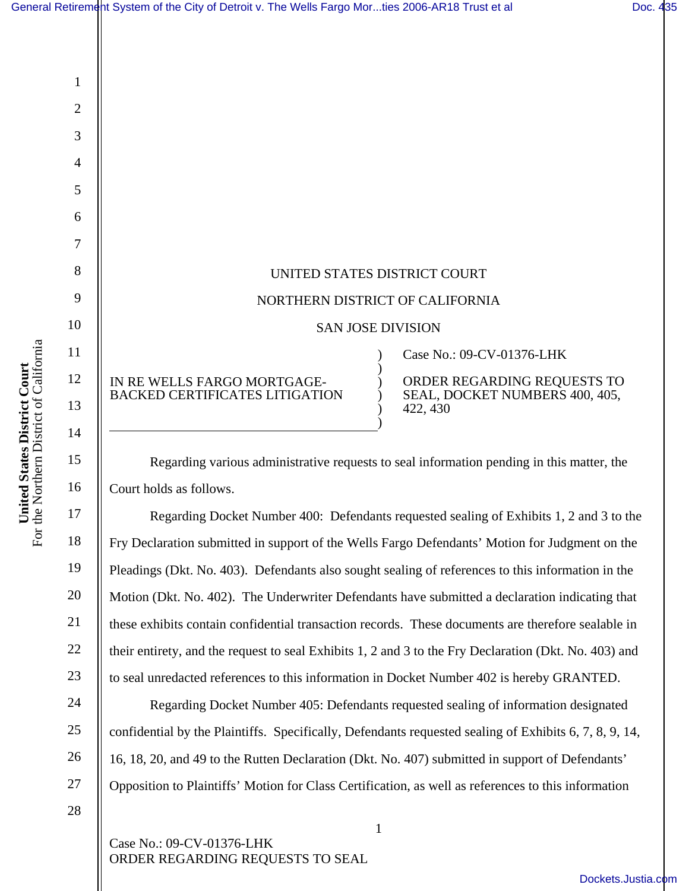UNITED STATES DISTRICT COURT

NORTHERN DISTRICT OF CALIFORNIA

SAN JOSE DIVISION

IN RE WELLS FARGO MORTGAGE-BACKED CERTIFICATES LITIGATION

Case No.: 09-CV-01376-LHK

ORDER REGARDING REQUESTS TO SEAL, DOCKET NUMBERS 400, 405, 422, 430

Regarding various administrative requests to seal information pending in this matter, the Court holds as follows.

Regarding Docket Number 400: Defendants requested sealing of Exhibits 1, 2 and 3 to the Fry Declaration submitted in support of the Wells Fargo Defendants' Motion for Judgment on the Pleadings (Dkt. No. 403). Defendants also sought sealing of references to this information in the Motion (Dkt. No. 402). The Underwriter Defendants have submitted a declaration indicating that these exhibits contain confidential transaction records. These documents are therefore sealable in their entirety, and the request to seal Exhibits 1, 2 and 3 to the Fry Declaration (Dkt. No. 403) and to seal unredacted references to this information in Docket Number 402 is hereby GRANTED.

Regarding Docket Number 405: Defendants requested sealing of information designated confidential by the Plaintiffs. Specifically, Defendants requested sealing of Exhibits 6, 7, 8, 9, 14, 16, 18, 20, and 49 to the Rutten Declaration (Dkt. No. 407) submitted in support of Defendants' Opposition to Plaintiffs' Motion for Class Certification, as well as references to this information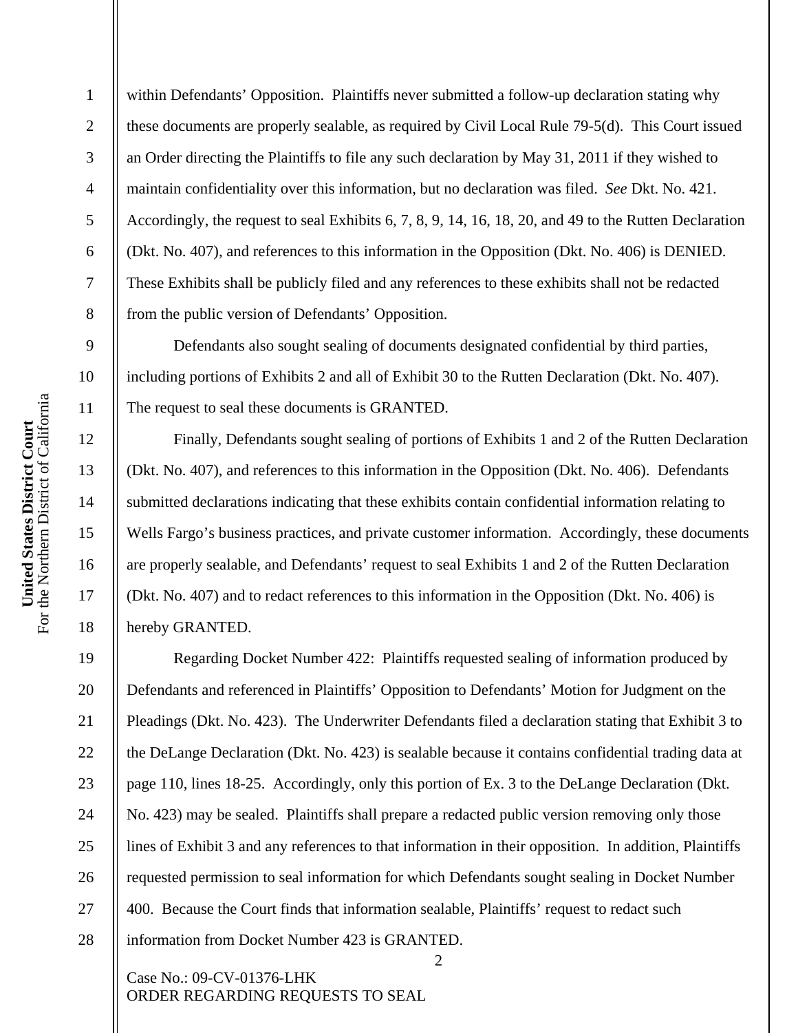within Defendants' Opposition. Plaintiffs never submitted a follow-up declaration stating why these documents are properly sealable, as required by Civil Local Rule 79-5(d). This Court issued an Order directing the Plaintiffs to file any such declaration by May 31, 2011 if they wished to maintain confidentiality over this information, but no declaration was filed. *See* Dkt. No. 421. Accordingly, the request to seal Exhibits 6, 7, 8, 9, 14, 16, 18, 20, and 49 to the Rutten Declaration (Dkt. No. 407), and references to this information in the Opposition (Dkt. No. 406) is DENIED. These Exhibits shall be publicly filed and any references to these exhibits shall not be redacted from the public version of Defendants' Opposition.

Defendants also sought sealing of documents designated confidential by third parties, including portions of Exhibits 2 and all of Exhibit 30 to the Rutten Declaration (Dkt. No. 407). The request to seal these documents is GRANTED.

Finally, Defendants sought sealing of portions of Exhibits 1 and 2 of the Rutten Declaration (Dkt. No. 407), and references to this information in the Opposition (Dkt. No. 406). Defendants submitted declarations indicating that these exhibits contain confidential information relating to Wells Fargo's business practices, and private customer information. Accordingly, these documents are properly sealable, and Defendants' request to seal Exhibits 1 and 2 of the Rutten Declaration (Dkt. No. 407) and to redact references to this information in the Opposition (Dkt. No. 406) is hereby GRANTED.

Regarding Docket Number 422: Plaintiffs requested sealing of information produced by Defendants and referenced in Plaintiffs' Opposition to Defendants' Motion for Judgment on the Pleadings (Dkt. No. 423). The Underwriter Defendants filed a declaration stating that Exhibit 3 to the DeLange Declaration (Dkt. No. 423) is sealable because it contains confidential trading data at page 110, lines 18-25. Accordingly, only this portion of Ex. 3 to the DeLange Declaration (Dkt. No. 423) may be sealed. Plaintiffs shall prepare a redacted public version removing only those lines of Exhibit 3 and any references to that information in their opposition. In addition, Plaintiffs requested permission to seal information for which Defendants sought sealing in Docket Number 400. Because the Court finds that information sealable, Plaintiffs' request to redact such information from Docket Number 423 is GRANTED.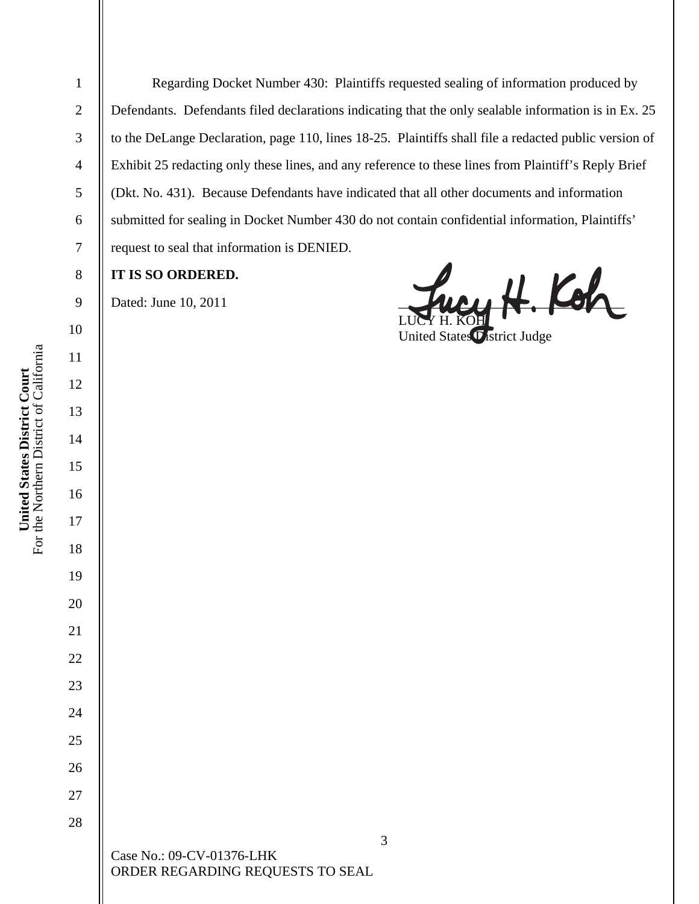Regarding Docket Number 430: Plaintiffs requested sealing of information produced by Defendants. Defendants filed declarations indicating that the only sealable information is in Ex. 25 to the DeLange Declaration, page 110, lines 18-25. Plaintiffs shall file a redacted public version of Exhibit 25 redacting only these lines, and any reference to these lines from Plaintiff's Reply Brief (Dkt. No. 431). Because Defendants have indicated that all other documents and information submitted for sealing in Docket Number 430 do not contain confidential information, Plaintiffs' request to seal that information is DENIED.

**IT IS SO ORDERED.**

Dated: June 10, 2011

LUCY H. KOH
United States District Judge

Case No.: 09-CV-01376-LHK
ORDER REGARDING REQUESTS TO SEAL